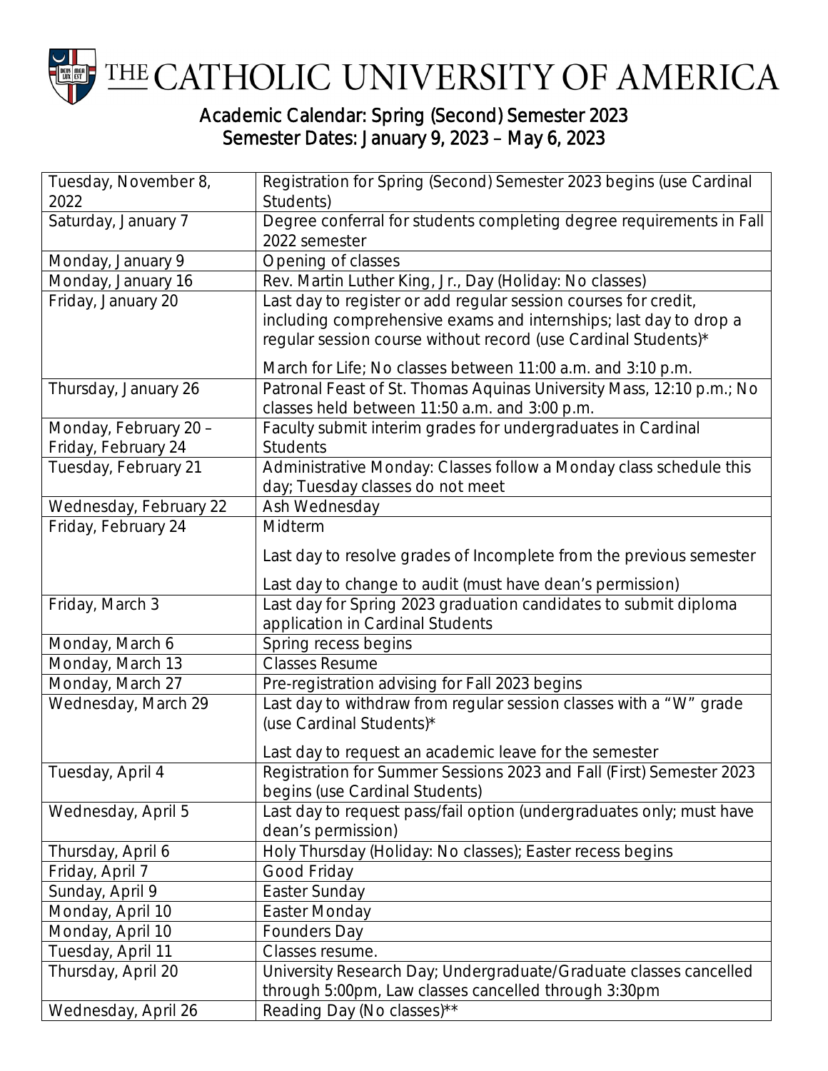# THE CATHOLIC UNIVERSITY OF AMERICA

## Academic Calendar: Spring (Second) Semester 2023
## Semester Dates: January 9, 2023 – May 6, 2023

| Date | Event |
|---|---|
| Tuesday, November 8, 2022 | Registration for Spring (Second) Semester 2023 begins (use Cardinal Students) |
| Saturday, January 7 | Degree conferral for students completing degree requirements in Fall 2022 semester |
| Monday, January 9 | Opening of classes |
| Monday, January 16 | Rev. Martin Luther King, Jr., Day (Holiday: No classes) |
| Friday, January 20 | Last day to register or add regular session courses for credit, including comprehensive exams and internships; last day to drop a regular session course without record (use Cardinal Students)*<br><br>March for Life; No classes between 11:00 a.m. and 3:10 p.m. |
| Thursday, January 26 | Patronal Feast of St. Thomas Aquinas University Mass, 12:10 p.m.; No classes held between 11:50 a.m. and 3:00 p.m. |
| Monday, February 20 – Friday, February 24 | Faculty submit interim grades for undergraduates in Cardinal Students |
| Tuesday, February 21 | Administrative Monday: Classes follow a Monday class schedule this day; Tuesday classes do not meet |
| Wednesday, February 22 | Ash Wednesday |
| Friday, February 24 | Midterm<br><br>Last day to resolve grades of Incomplete from the previous semester<br><br>Last day to change to audit (must have dean's permission) |
| Friday, March 3 | Last day for Spring 2023 graduation candidates to submit diploma application in Cardinal Students |
| Monday, March 6 | Spring recess begins |
| Monday, March 13 | Classes Resume |
| Monday, March 27 | Pre-registration advising for Fall 2023 begins |
| Wednesday, March 29 | Last day to withdraw from regular session classes with a "W" grade (use Cardinal Students)*<br><br>Last day to request an academic leave for the semester |
| Tuesday, April 4 | Registration for Summer Sessions 2023 and Fall (First) Semester 2023 begins (use Cardinal Students) |
| Wednesday, April 5 | Last day to request pass/fail option (undergraduates only; must have dean's permission) |
| Thursday, April 6 | Holy Thursday (Holiday: No classes); Easter recess begins |
| Friday, April 7 | Good Friday |
| Sunday, April 9 | Easter Sunday |
| Monday, April 10 | Easter Monday |
| Monday, April 10 | Founders Day |
| Tuesday, April 11 | Classes resume. |
| Thursday, April 20 | University Research Day; Undergraduate/Graduate classes cancelled through 5:00pm, Law classes cancelled through 3:30pm |
| Wednesday, April 26 | Reading Day (No classes)** |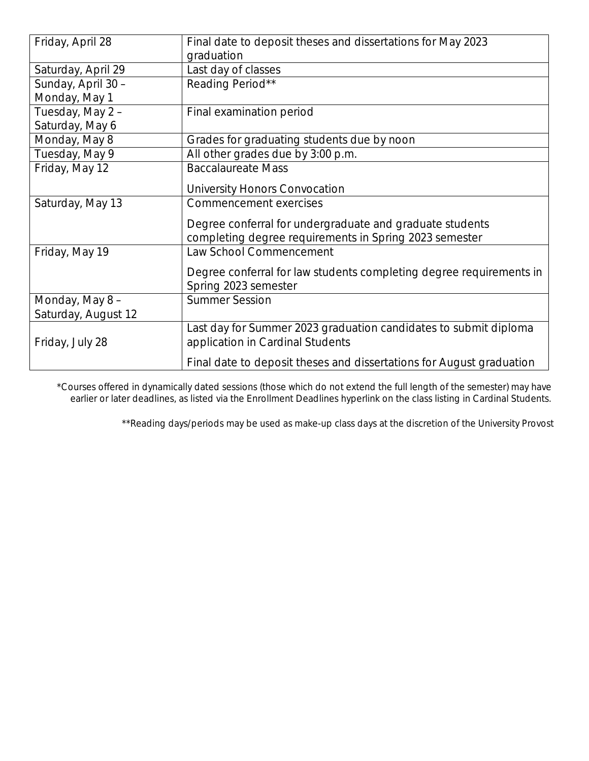| | |
|---|---|
| Friday, April 28 | Final date to deposit theses and dissertations for May 2023 graduation |
| Saturday, April 29 | Last day of classes |
| Sunday, April 30 – Monday, May 1 | Reading Period** |
| Tuesday, May 2 – Saturday, May 6 | Final examination period |
| Monday, May 8 | Grades for graduating students due by noon |
| Tuesday, May 9 | All other grades due by 3:00 p.m. |
| Friday, May 12 | Baccalaureate Mass<br><br>University Honors Convocation |
| Saturday, May 13 | Commencement exercises<br><br>Degree conferral for undergraduate and graduate students completing degree requirements in Spring 2023 semester |
| Friday, May 19 | Law School Commencement<br><br>Degree conferral for law students completing degree requirements in Spring 2023 semester |
| Monday, May 8 – Saturday, August 12 | Summer Session |
| Friday, July 28 | Last day for Summer 2023 graduation candidates to submit diploma application in Cardinal Students<br><br>Final date to deposit theses and dissertations for August graduation |

*Courses offered in dynamically dated sessions (those which do not extend the full length of the semester) may have earlier or later deadlines, as listed via the Enrollment Deadlines hyperlink on the class listing in Cardinal Students.

**Reading days/periods may be used as make-up class days at the discretion of the University Provost